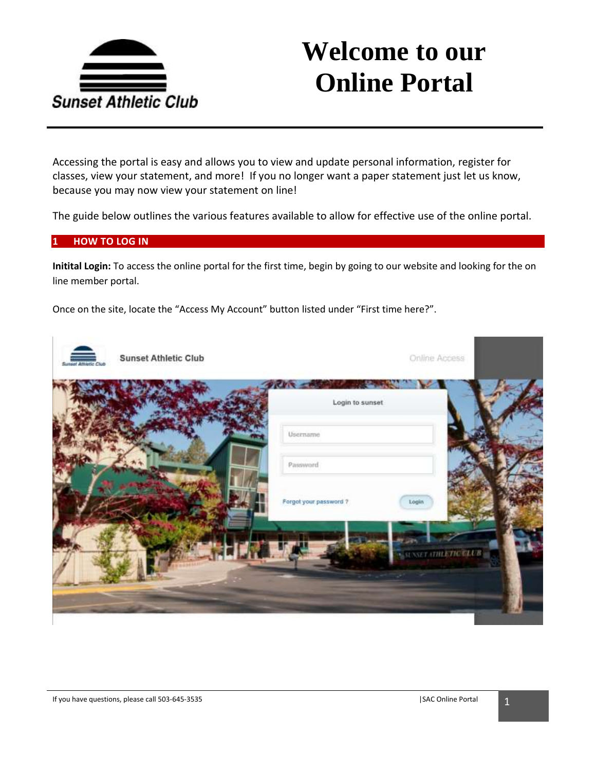# Welcome to our Online Portal

Sunset Athletic Club

Accessing the portal is easy and allows you to view and update personal information, register for classes, view your statement, and more! If you no longer want a paper statement just let us know, because you may now view your statement on line!

The guide below outlines the various features available to allow for effective use of the online portal.

## 1 HOW TO LOG IN

**Initital Login:** To access the online portal for the first time, begin by going to our website and looking for the on line member portal.

Once on the site, locate the "Access My Account" button listed under "First time here?".

If you have questions, please call 503-645-3535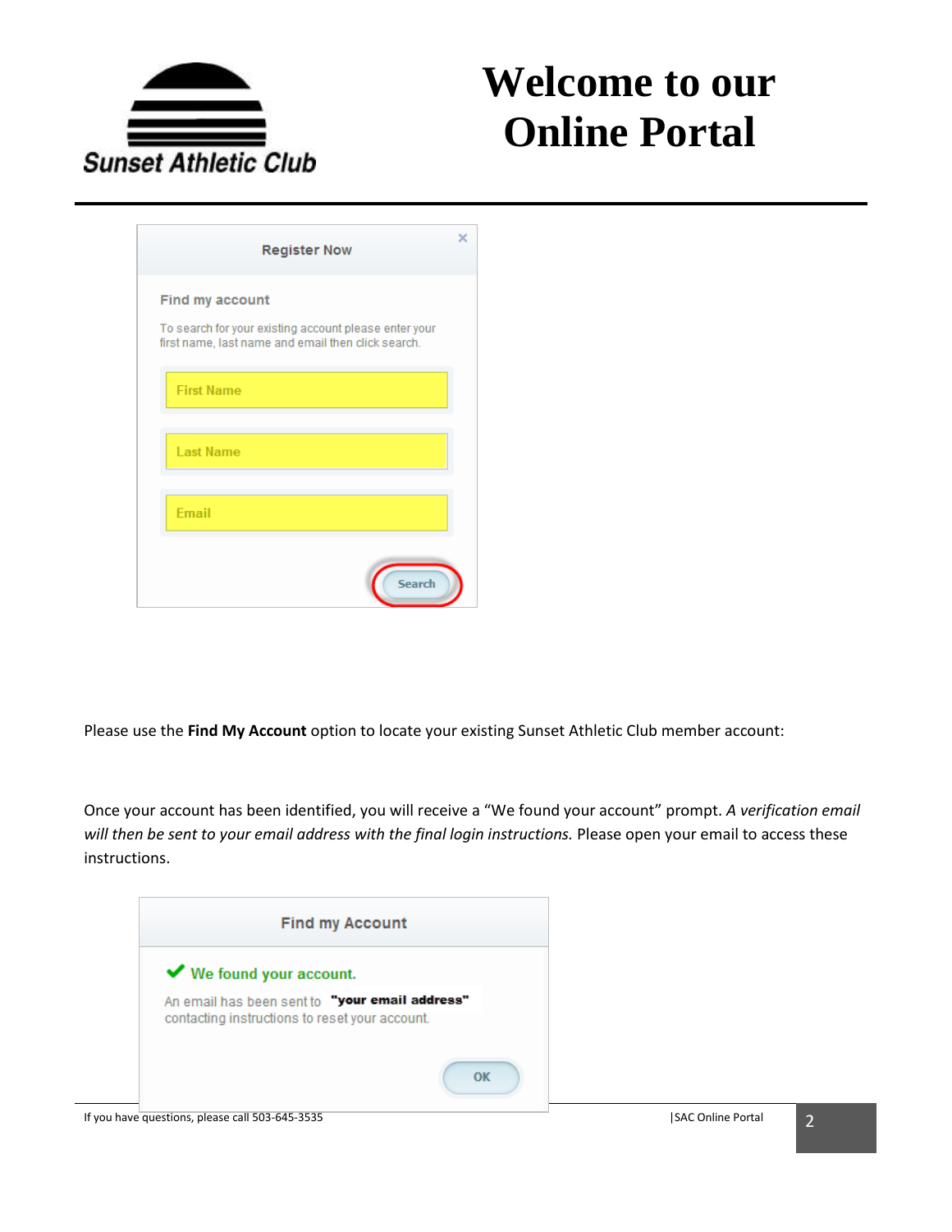# Welcome to our Online Portal

Register Now

Find my account

To search for your existing account please enter your first name, last name and email then click search.

First Name

Last Name

Email

Search

Please use the **Find My Account** option to locate your existing Sunset Athletic Club member account:

Once your account has been identified, you will receive a "We found your account" prompt. *A verification email will then be sent to your email address with the final login instructions.* Please open your email to access these instructions.

Find my Account

We found your account.

An email has been sent to **"your email address"** contacting instructions to reset your account.

OK

If you have questions, please call 503-645-3535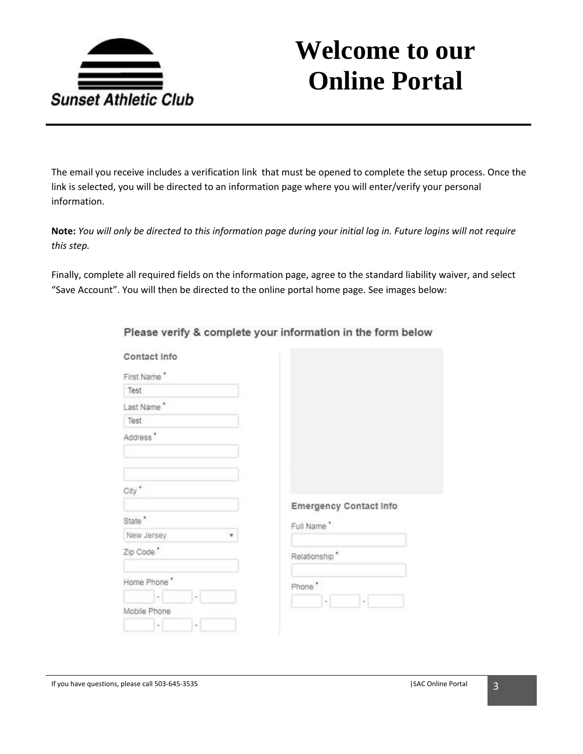The email you receive includes a verification link that must be opened to complete the setup process. Once the link is selected, you will be directed to an information page where you will enter/verify your personal information.

**Note:** *You will only be directed to this information page during your initial log in. Future logins will not require this step.*

Finally, complete all required fields on the information page, agree to the standard liability waiver, and select "Save Account". You will then be directed to the online portal home page. See images below:

**Please verify & complete your information in the form below**

**Contact Info**

First Name *
Test

Last Name *
Test

Address *

City *

State *
New Jersey

Zip Code *

Home Phone *

Mobile Phone

**Emergency Contact Info**

Full Name *

Relationship *

Phone *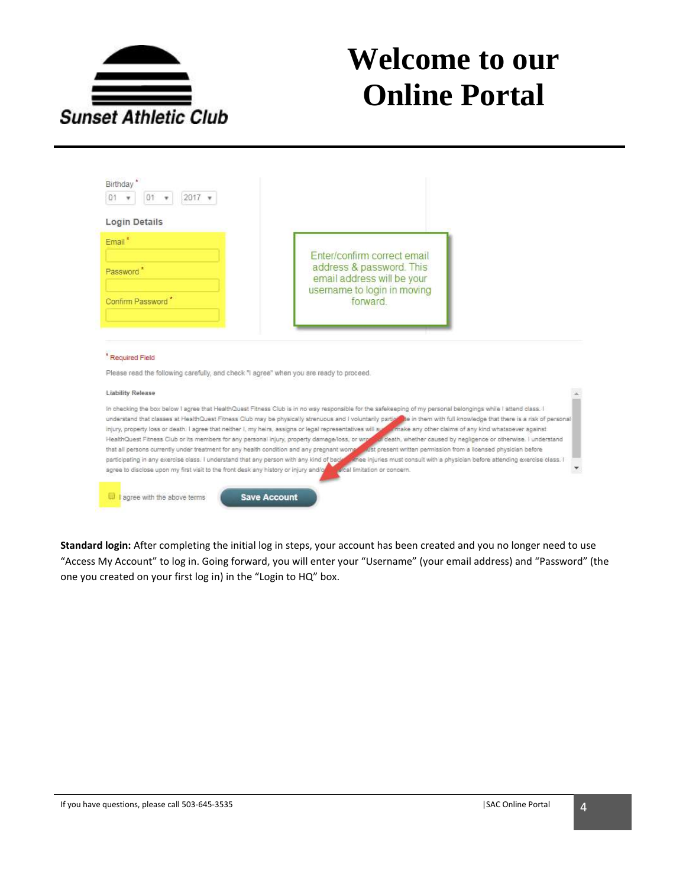# Welcome to our Online Portal

Sunset Athletic Club

Birthday *

01 ▾ 01 ▾ 2017 ▾

**Login Details**

Email *

Password *

Confirm Password *

Enter/confirm correct email address & password. This email address will be your username to login in moving forward.

* Required Field

Please read the following carefully, and check "I agree" when you are ready to proceed.

**Liability Release**

In checking the box below I agree that HealthQuest Fitness Club is in no way responsible for the safekeeping of my personal belongings while I attend class. I understand that classes at HealthQuest Fitness Club may be physically strenuous and I voluntarily participate in them with full knowledge that there is a risk of personal injury, property loss or death. I agree that neither I, my heirs, assigns or legal representatives will sue or make any other claims of any kind whatsoever against HealthQuest Fitness Club or its members for any personal injury, property damage/loss, or wrongful death, whether caused by negligence or otherwise. I understand that all persons currently under treatment for any health condition and any pregnant women must present written permission from a licensed physician before participating in any exercise class. I understand that any person with any kind of back or knee injuries must consult with a physician before attending exercise class. I agree to disclose upon my first visit to the front desk any history or injury and/or physical limitation or concern.

☐ I agree with the above terms    Save Account

**Standard login:** After completing the initial log in steps, your account has been created and you no longer need to use "Access My Account" to log in. Going forward, you will enter your "Username" (your email address) and "Password" (the one you created on your first log in) in the "Login to HQ" box.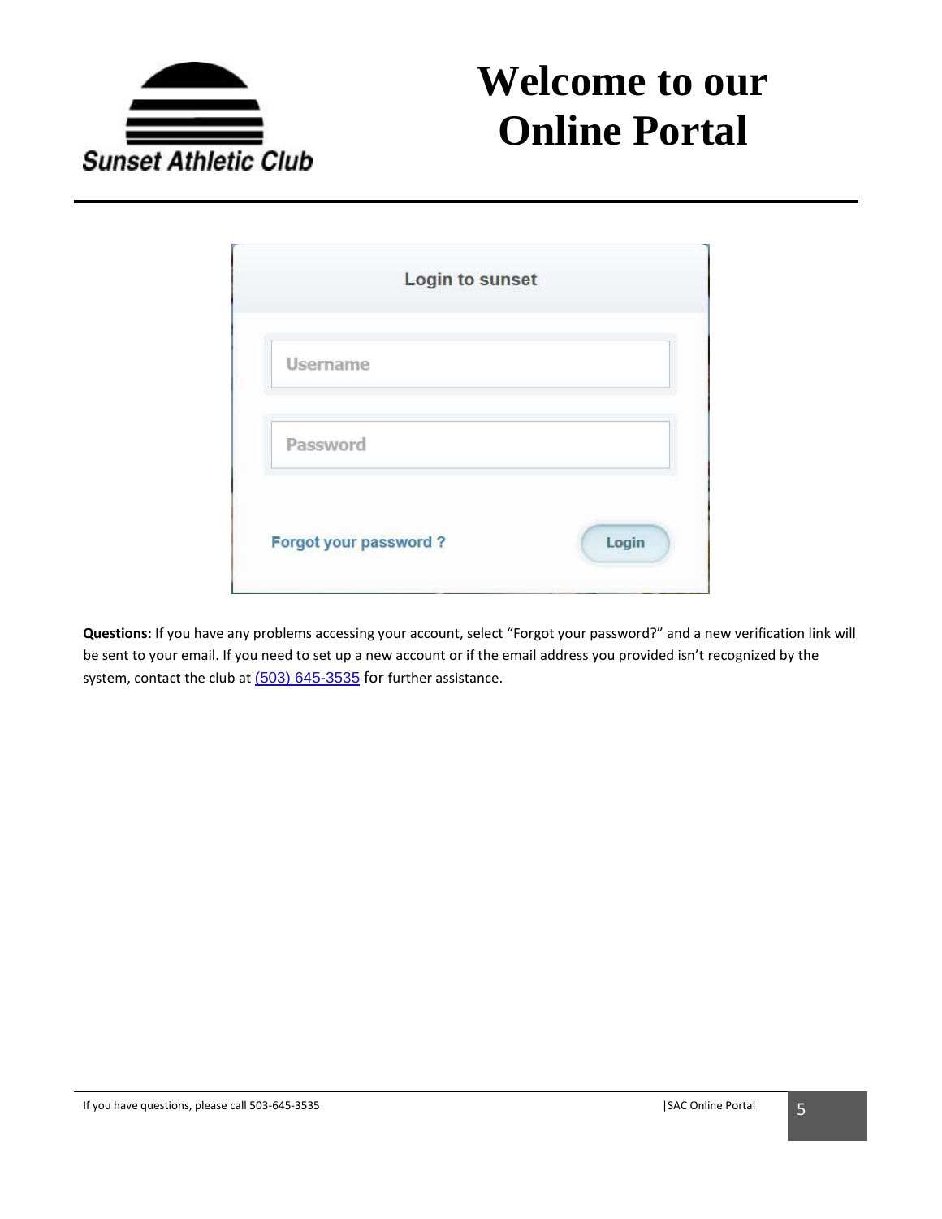Sunset Athletic Club

# Welcome to our Online Portal

Login to sunset

Username

Password

Forgot your password ?

Login

**Questions:** If you have any problems accessing your account, select "Forgot your password?" and a new verification link will be sent to your email. If you need to set up a new account or if the email address you provided isn't recognized by the system, contact the club at (503) 645-3535 for further assistance.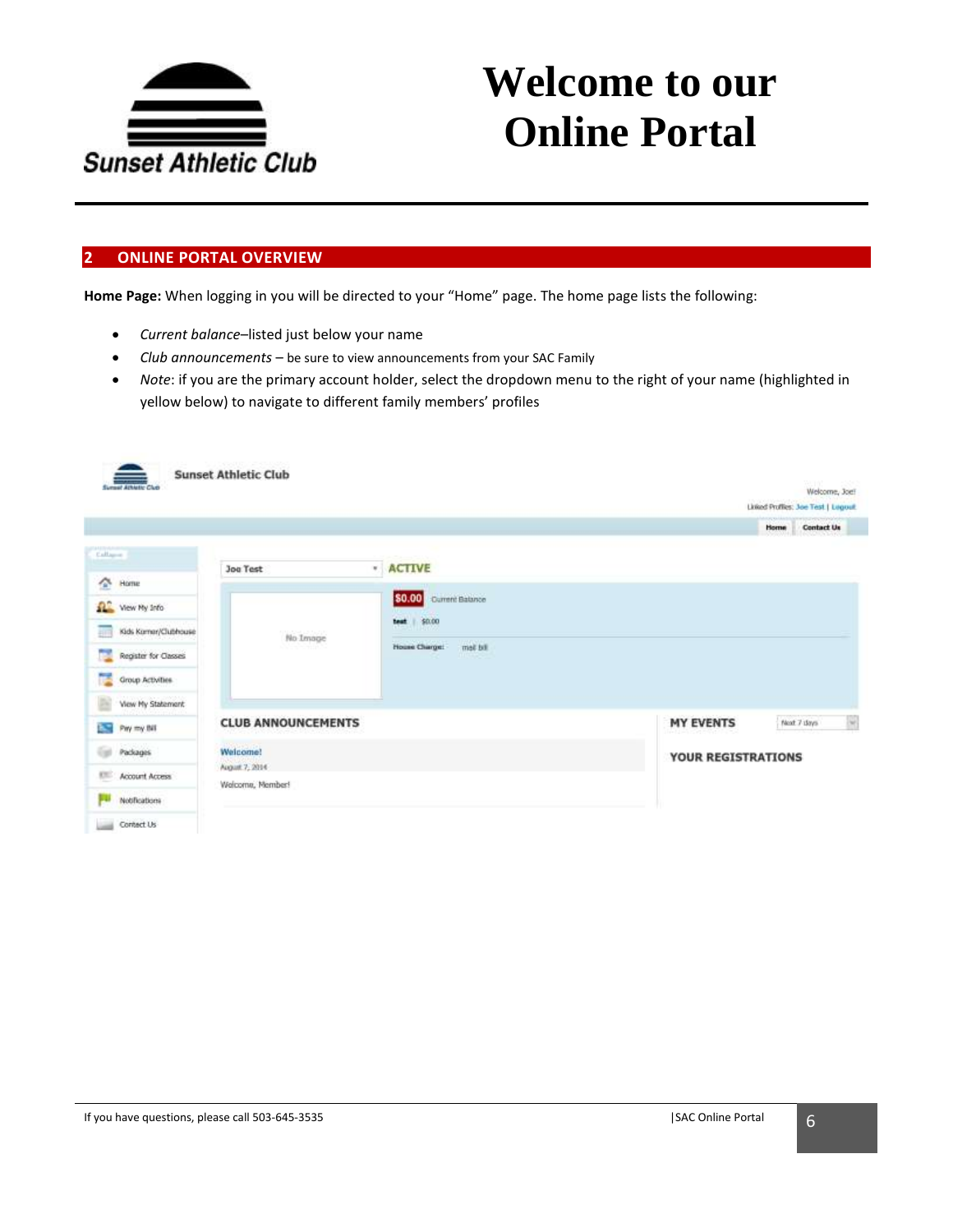# Welcome to our Online Portal

## 2 ONLINE PORTAL OVERVIEW

**Home Page:** When logging in you will be directed to your "Home" page. The home page lists the following:

- *Current balance*–listed just below your name
- *Club announcements* – be sure to view announcements from your SAC Family
- *Note*: if you are the primary account holder, select the dropdown menu to the right of your name (highlighted in yellow below) to navigate to different family members' profiles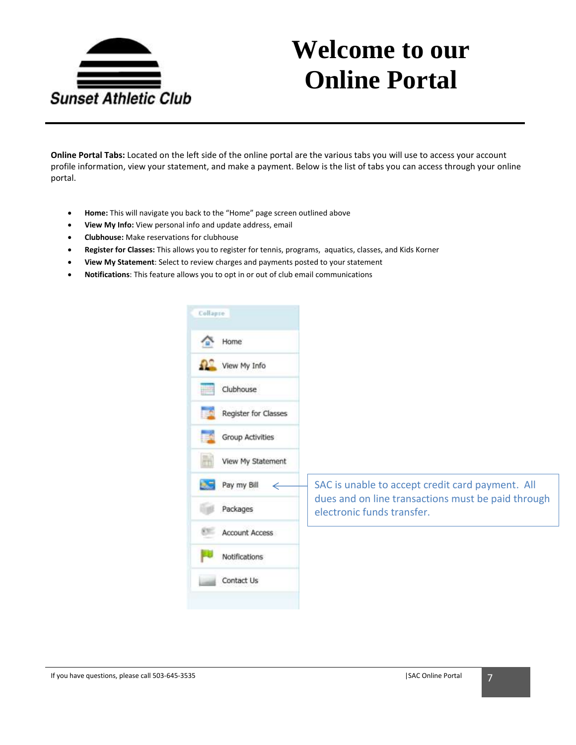# Welcome to our Online Portal

Sunset Athletic Club

**Online Portal Tabs:** Located on the left side of the online portal are the various tabs you will use to access your account profile information, view your statement, and make a payment. Below is the list of tabs you can access through your online portal.

- **Home:** This will navigate you back to the "Home" page screen outlined above
- **View My Info:** View personal info and update address, email
- **Clubhouse:** Make reservations for clubhouse
- **Register for Classes:** This allows you to register for tennis, programs, aquatics, classes, and Kids Korner
- **View My Statement**: Select to review charges and payments posted to your statement
- **Notifications**: This feature allows you to opt in or out of club email communications

Collapse

- Home
- View My Info
- Clubhouse
- Register for Classes
- Group Activities
- View My Statement
- Pay my Bill
- Packages
- Account Access
- Notifications
- Contact Us

SAC is unable to accept credit card payment. All dues and on line transactions must be paid through electronic funds transfer.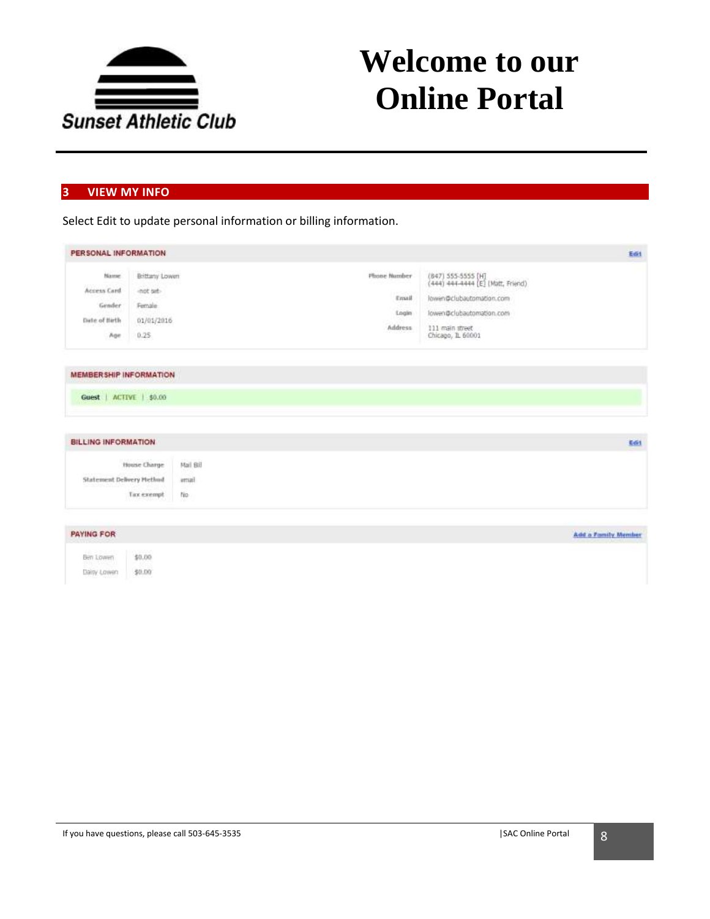## 3 VIEW MY INFO

Select Edit to update personal information or billing information.

**PERSONAL INFORMATION** Edit

| | | | |
|---|---|---|---|
| Name | Brittany Lowen | Phone Number | (847) 555-5555 [H] (444) 444-4444 [E] (Matt, Friend) |
| Access Card | -not set- | Email | lowen@clubautomation.com |
| Gender | Female | Login | lowen@clubautomation.com |
| Date of Birth | 01/01/2016 | Address | 111 main street Chicago, IL 60001 |
| Age | 0.25 | | |

**MEMBERSHIP INFORMATION**

Guest | ACTIVE | $0.00

**BILLING INFORMATION** Edit

| | |
|---|---|
| House Charge | Mail Bill |
| Statement Delivery Method | email |
| Tax exempt | No |

**PAYING FOR** Add a Family Member

| | |
|---|---|
| Ben Lowen | $0.00 |
| Daisy Lowen | $0.00 |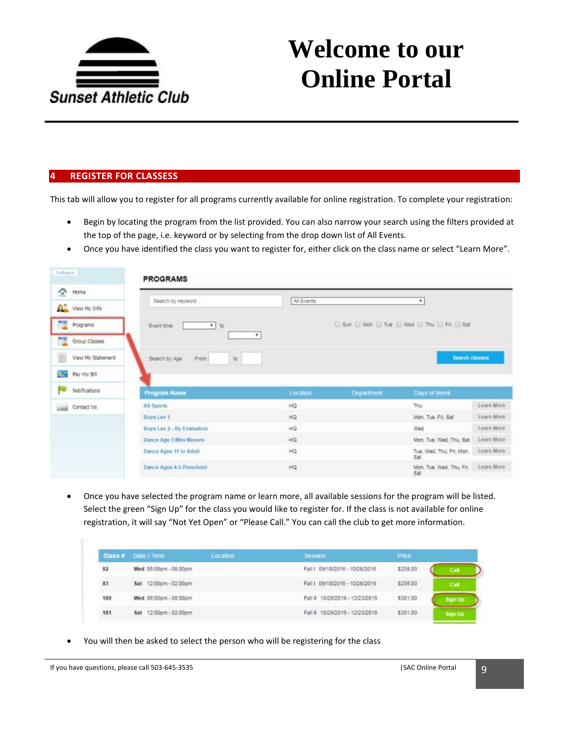# Welcome to our Online Portal

Sunset Athletic Club

## 4 REGISTER FOR CLASSESS

This tab will allow you to register for all programs currently available for online registration. To complete your registration:

- Begin by locating the program from the list provided. You can also narrow your search using the filters provided at the top of the page, i.e. keyword or by selecting from the drop down list of All Events.
- Once you have identified the class you want to register for, either click on the class name or select "Learn More".

- Once you have selected the program name or learn more, all available sessions for the program will be listed. Select the green "Sign Up" for the class you would like to register for. If the class is not available for online registration, it will say "Not Yet Open" or "Please Call." You can call the club to get more information.

- You will then be asked to select the person who will be registering for the class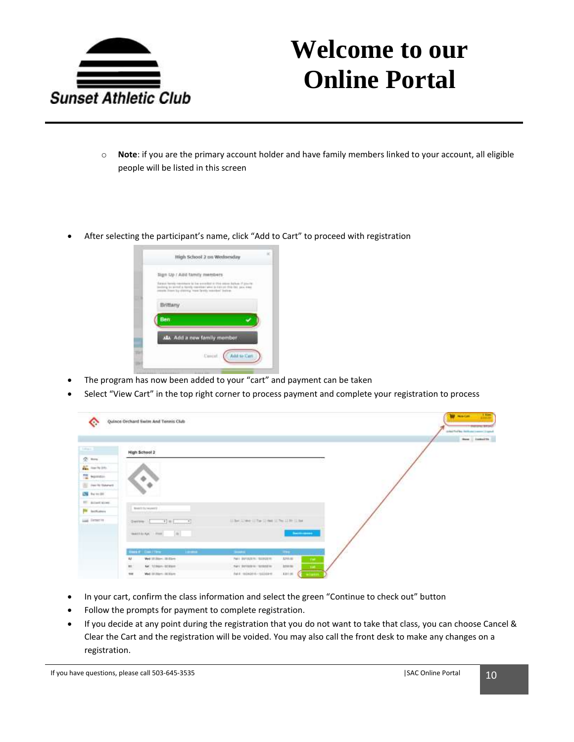- **Note**: if you are the primary account holder and have family members linked to your account, all eligible people will be listed in this screen

- After selecting the participant's name, click "Add to Cart" to proceed with registration
- The program has now been added to your "cart" and payment can be taken
- Select "View Cart" in the top right corner to process payment and complete your registration to process
- In your cart, confirm the class information and select the green "Continue to check out" button
- Follow the prompts for payment to complete registration.
- If you decide at any point during the registration that you do not want to take that class, you can choose Cancel & Clear the Cart and the registration will be voided. You may also call the front desk to make any changes on a registration.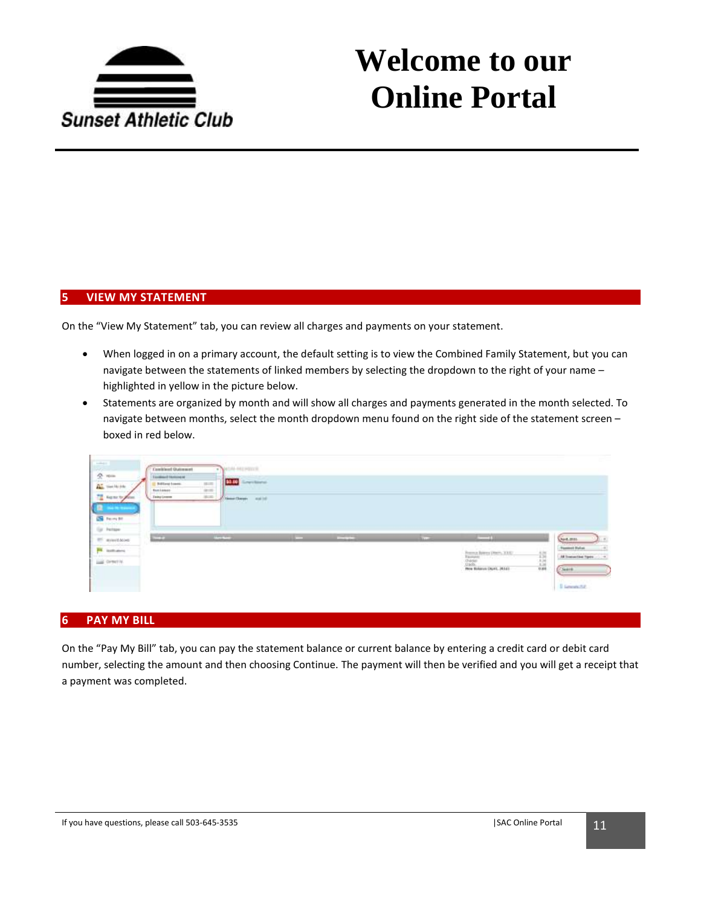# Welcome to our Online Portal

## 5 VIEW MY STATEMENT

On the "View My Statement" tab, you can review all charges and payments on your statement.

- When logged in on a primary account, the default setting is to view the Combined Family Statement, but you can navigate between the statements of linked members by selecting the dropdown to the right of your name – highlighted in yellow in the picture below.
- Statements are organized by month and will show all charges and payments generated in the month selected. To navigate between months, select the month dropdown menu found on the right side of the statement screen – boxed in red below.

## 6 PAY MY BILL

On the "Pay My Bill" tab, you can pay the statement balance or current balance by entering a credit card or debit card number, selecting the amount and then choosing Continue. The payment will then be verified and you will get a receipt that a payment was completed.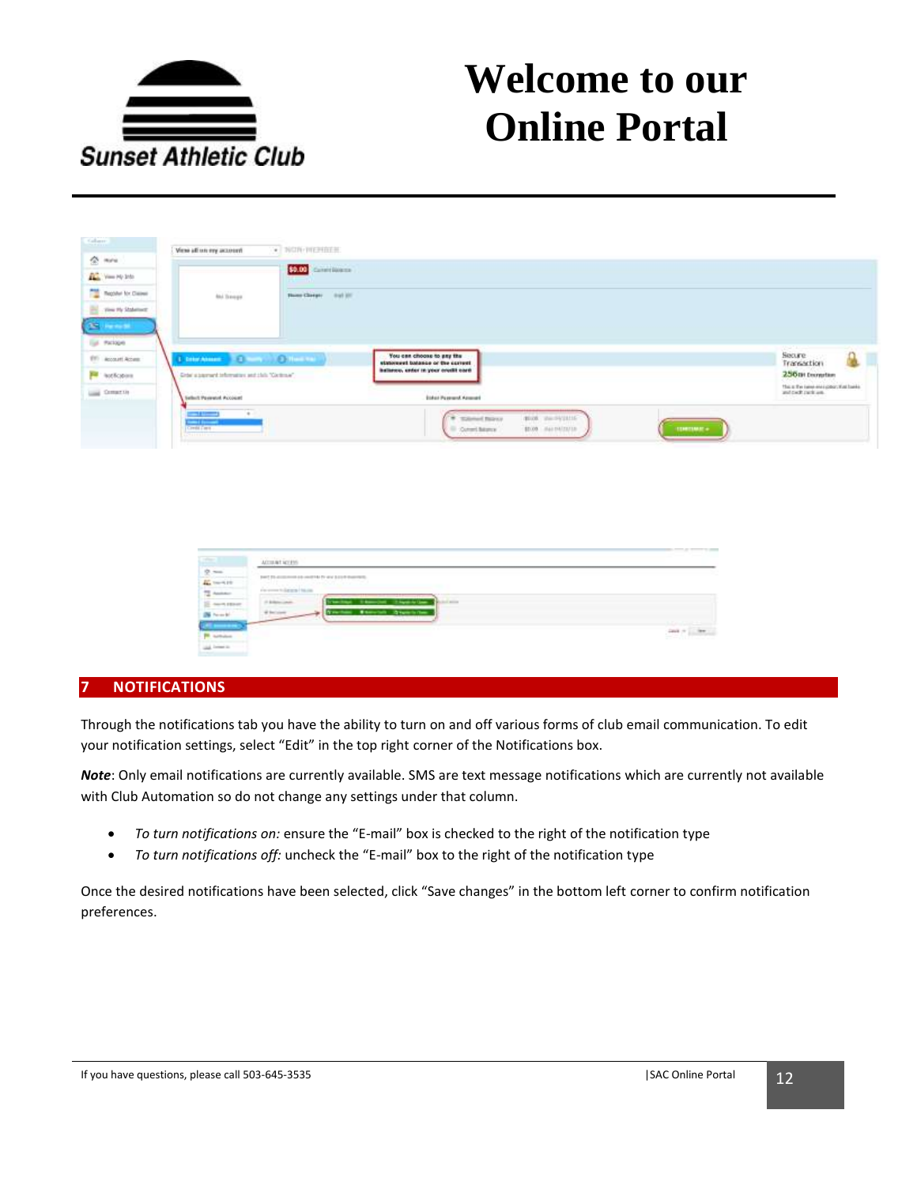# 7 NOTIFICATIONS

Through the notifications tab you have the ability to turn on and off various forms of club email communication. To edit your notification settings, select “Edit” in the top right corner of the Notifications box.

***Note***: Only email notifications are currently available. SMS are text message notifications which are currently not available with Club Automation so do not change any settings under that column.

- *To turn notifications on:* ensure the “E-mail” box is checked to the right of the notification type
- *To turn notifications off:* uncheck the “E-mail” box to the right of the notification type

Once the desired notifications have been selected, click “Save changes” in the bottom left corner to confirm notification preferences.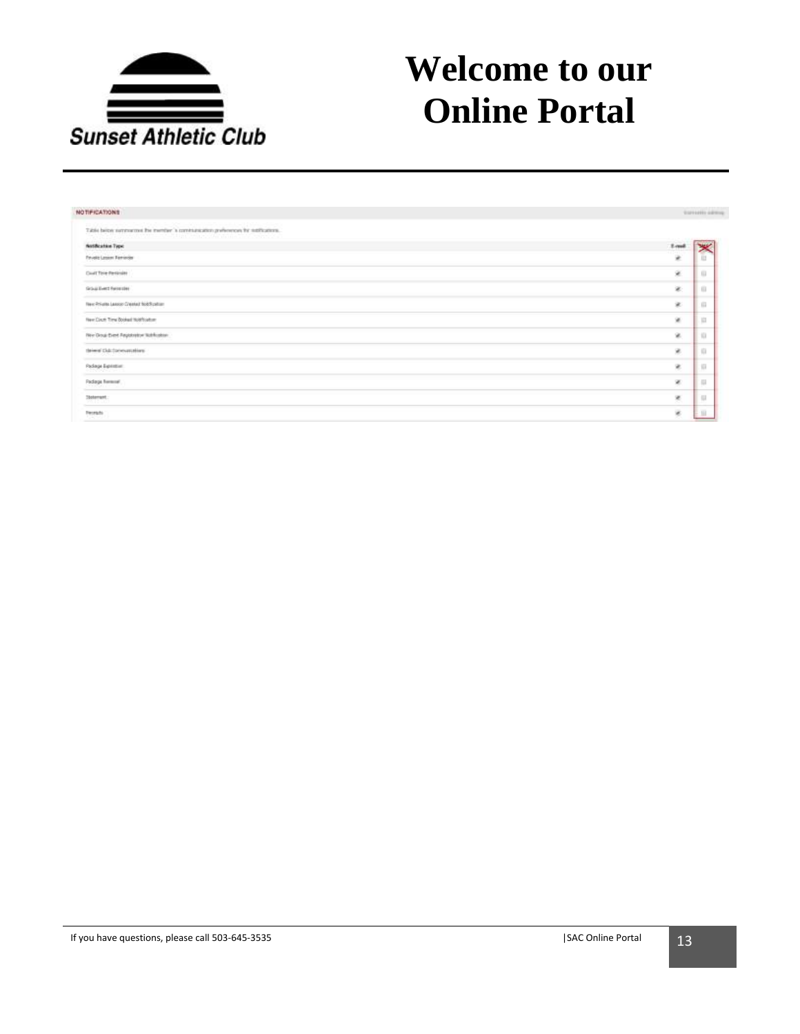# Welcome to our Online Portal

Sunset Athletic Club

**NOTIFICATIONS**

Table below summarizes the member's communication preferences for notifications.

| Notification Type | E-mail | SMS |
|---|---|---|
| Private Lesson Reminder | ✓ | ☐ |
| Court Time Reminder | ✓ | ☐ |
| Group Event Reminder | ✓ | ☐ |
| New Private Lesson Created Notification | ✓ | ☐ |
| New Court Time Booked Notification | ✓ | ☐ |
| New Group Event Registration Notification | ✓ | ☐ |
| General Club Communications | ✓ | ☐ |
| Package Expiration | ✓ | ☐ |
| Package Renewal | ✓ | ☐ |
| Statement | ✓ | ☐ |
| Receipts | ✓ | ☐ |